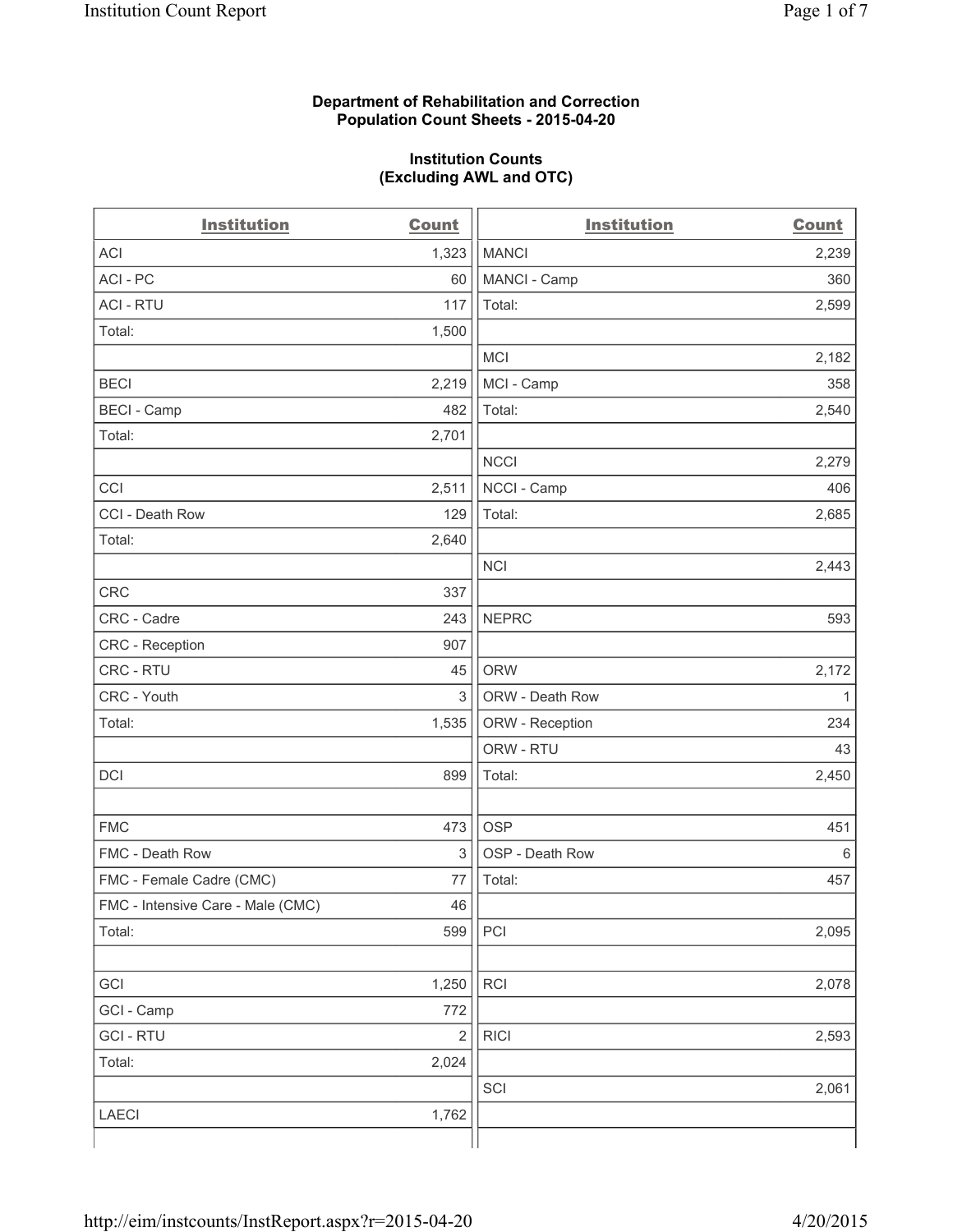**Department of Rehabilitation and Correction**
**Population Count Sheets - 2015-04-20**

**Institution Counts**
**(Excluding AWL and OTC)**

| Institution | Count | Institution | Count |
|---|---|---|---|
| ACI | 1,323 | MANCI | 2,239 |
| ACI - PC | 60 | MANCI - Camp | 360 |
| ACI - RTU | 117 | Total: | 2,599 |
| Total: | 1,500 | | |
| | | MCI | 2,182 |
| BECI | 2,219 | MCI - Camp | 358 |
| BECI - Camp | 482 | Total: | 2,540 |
| Total: | 2,701 | | |
| | | NCCI | 2,279 |
| CCI | 2,511 | NCCI - Camp | 406 |
| CCI - Death Row | 129 | Total: | 2,685 |
| Total: | 2,640 | | |
| | | NCI | 2,443 |
| CRC | 337 | | |
| CRC - Cadre | 243 | NEPRC | 593 |
| CRC - Reception | 907 | | |
| CRC - RTU | 45 | ORW | 2,172 |
| CRC - Youth | 3 | ORW - Death Row | 1 |
| Total: | 1,535 | ORW - Reception | 234 |
| | | ORW - RTU | 43 |
| DCI | 899 | Total: | 2,450 |
| | | | |
| FMC | 473 | OSP | 451 |
| FMC - Death Row | 3 | OSP - Death Row | 6 |
| FMC - Female Cadre (CMC) | 77 | Total: | 457 |
| FMC - Intensive Care - Male (CMC) | 46 | | |
| Total: | 599 | PCI | 2,095 |
| | | | |
| GCI | 1,250 | RCI | 2,078 |
| GCI - Camp | 772 | | |
| GCI - RTU | 2 | RICI | 2,593 |
| Total: | 2,024 | | |
| | | SCI | 2,061 |
| LAECI | 1,762 | | |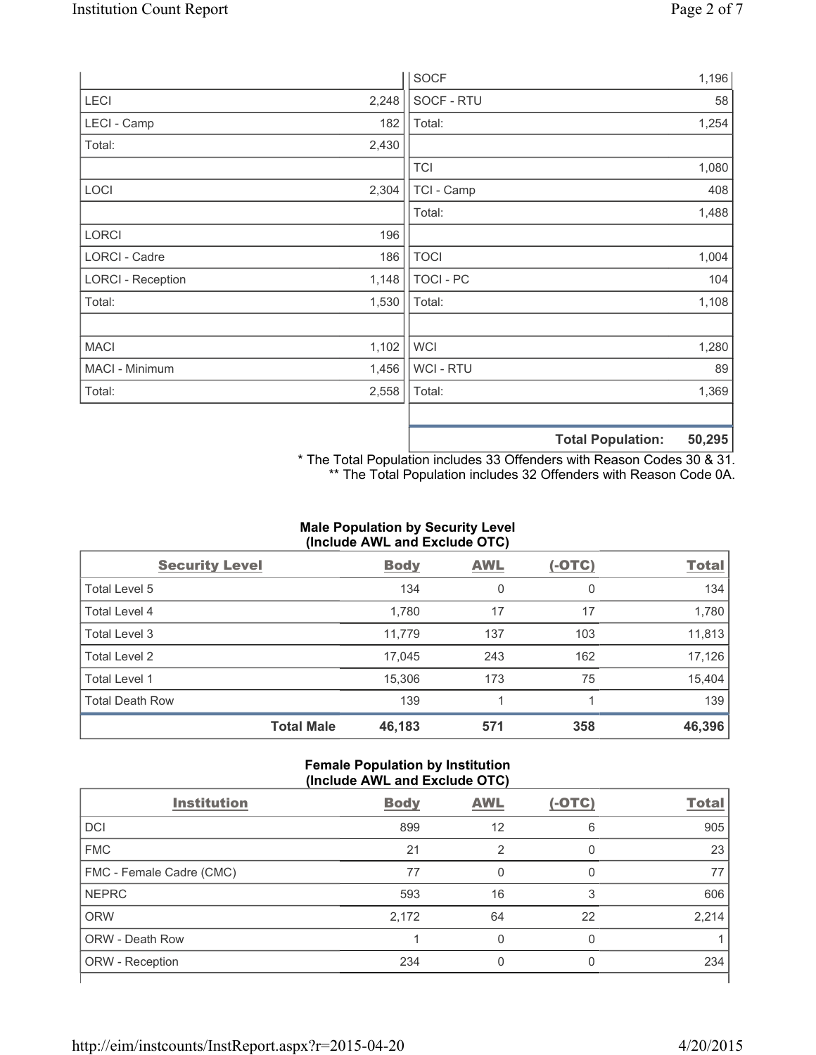| | | | |
|---|---|---|---|
| | | SOCF | 1,196 |
| LECI | 2,248 | SOCF - RTU | 58 |
| LECI - Camp | 182 | Total: | 1,254 |
| Total: | 2,430 | | |
| | | TCI | 1,080 |
| LOCI | 2,304 | TCI - Camp | 408 |
| | | Total: | 1,488 |
| LORCI | 196 | | |
| LORCI - Cadre | 186 | TOCI | 1,004 |
| LORCI - Reception | 1,148 | TOCI - PC | 104 |
| Total: | 1,530 | Total: | 1,108 |
| | | | |
| MACI | 1,102 | WCI | 1,280 |
| MACI - Minimum | 1,456 | WCI - RTU | 89 |
| Total: | 2,558 | Total: | 1,369 |
| | | | |
| | | **Total Population:** | **50,295** |

* The Total Population includes 33 Offenders with Reason Codes 30 & 31.
** The Total Population includes 32 Offenders with Reason Code 0A.

### Male Population by Security Level (Include AWL and Exclude OTC)

| Security Level | Body | AWL | (-OTC) | Total |
|---|---|---|---|---|
| Total Level 5 | 134 | 0 | 0 | 134 |
| Total Level 4 | 1,780 | 17 | 17 | 1,780 |
| Total Level 3 | 11,779 | 137 | 103 | 11,813 |
| Total Level 2 | 17,045 | 243 | 162 | 17,126 |
| Total Level 1 | 15,306 | 173 | 75 | 15,404 |
| Total Death Row | 139 | 1 | 1 | 139 |
| **Total Male** | **46,183** | **571** | **358** | **46,396** |

### Female Population by Institution (Include AWL and Exclude OTC)

| Institution | Body | AWL | (-OTC) | Total |
|---|---|---|---|---|
| DCI | 899 | 12 | 6 | 905 |
| FMC | 21 | 2 | 0 | 23 |
| FMC - Female Cadre (CMC) | 77 | 0 | 0 | 77 |
| NEPRC | 593 | 16 | 3 | 606 |
| ORW | 2,172 | 64 | 22 | 2,214 |
| ORW - Death Row | 1 | 0 | 0 | 1 |
| ORW - Reception | 234 | 0 | 0 | 234 |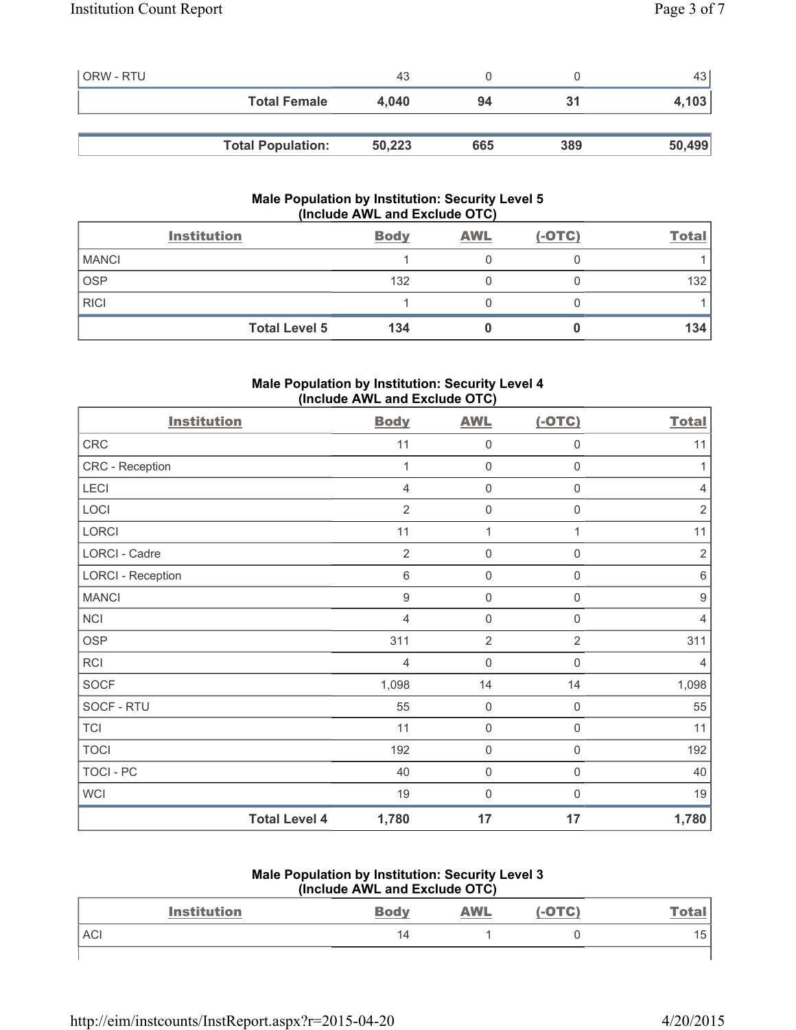| | Body | AWL | (-OTC) | Total |
|---|---|---|---|---|
| ORW - RTU | 43 | 0 | 0 | 43 |
| **Total Female** | **4,040** | **94** | **31** | **4,103** |
| | | | | |
| **Total Population:** | **50,223** | **665** | **389** | **50,499** |

### Male Population by Institution: Security Level 5 (Include AWL and Exclude OTC)

| Institution | Body | AWL | (-OTC) | Total |
|---|---|---|---|---|
| MANCI | 1 | 0 | 0 | 1 |
| OSP | 132 | 0 | 0 | 132 |
| RICI | 1 | 0 | 0 | 1 |
| **Total Level 5** | **134** | **0** | **0** | **134** |

### Male Population by Institution: Security Level 4 (Include AWL and Exclude OTC)

| Institution | Body | AWL | (-OTC) | Total |
|---|---|---|---|---|
| CRC | 11 | 0 | 0 | 11 |
| CRC - Reception | 1 | 0 | 0 | 1 |
| LECI | 4 | 0 | 0 | 4 |
| LOCI | 2 | 0 | 0 | 2 |
| LORCI | 11 | 1 | 1 | 11 |
| LORCI - Cadre | 2 | 0 | 0 | 2 |
| LORCI - Reception | 6 | 0 | 0 | 6 |
| MANCI | 9 | 0 | 0 | 9 |
| NCI | 4 | 0 | 0 | 4 |
| OSP | 311 | 2 | 2 | 311 |
| RCI | 4 | 0 | 0 | 4 |
| SOCF | 1,098 | 14 | 14 | 1,098 |
| SOCF - RTU | 55 | 0 | 0 | 55 |
| TCI | 11 | 0 | 0 | 11 |
| TOCI | 192 | 0 | 0 | 192 |
| TOCI - PC | 40 | 0 | 0 | 40 |
| WCI | 19 | 0 | 0 | 19 |
| **Total Level 4** | **1,780** | **17** | **17** | **1,780** |

### Male Population by Institution: Security Level 3 (Include AWL and Exclude OTC)

| Institution | Body | AWL | (-OTC) | Total |
|---|---|---|---|---|
| ACI | 14 | 1 | 0 | 15 |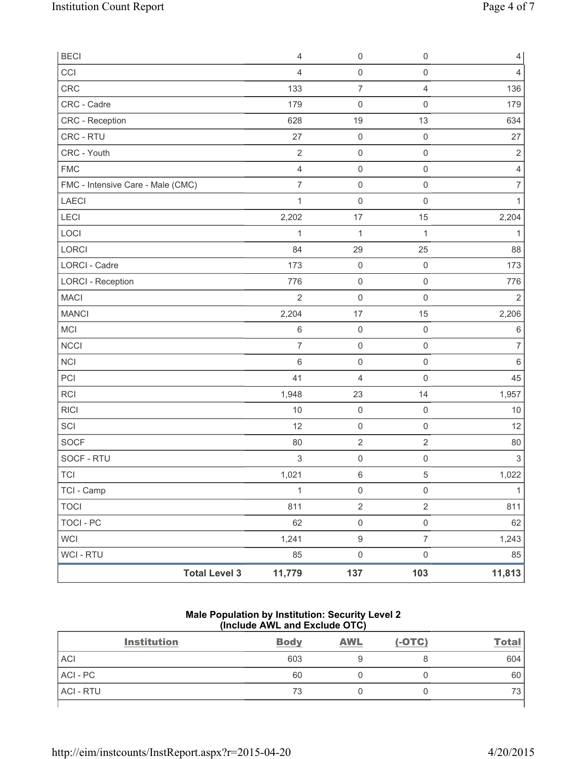| | Body | AWL | (-OTC) | Total |
|---|---|---|---|---|
| BECI | 4 | 0 | 0 | 4 |
| CCI | 4 | 0 | 0 | 4 |
| CRC | 133 | 7 | 4 | 136 |
| CRC - Cadre | 179 | 0 | 0 | 179 |
| CRC - Reception | 628 | 19 | 13 | 634 |
| CRC - RTU | 27 | 0 | 0 | 27 |
| CRC - Youth | 2 | 0 | 0 | 2 |
| FMC | 4 | 0 | 0 | 4 |
| FMC - Intensive Care - Male (CMC) | 7 | 0 | 0 | 7 |
| LAECI | 1 | 0 | 0 | 1 |
| LECI | 2,202 | 17 | 15 | 2,204 |
| LOCI | 1 | 1 | 1 | 1 |
| LORCI | 84 | 29 | 25 | 88 |
| LORCI - Cadre | 173 | 0 | 0 | 173 |
| LORCI - Reception | 776 | 0 | 0 | 776 |
| MACI | 2 | 0 | 0 | 2 |
| MANCI | 2,204 | 17 | 15 | 2,206 |
| MCI | 6 | 0 | 0 | 6 |
| NCCI | 7 | 0 | 0 | 7 |
| NCI | 6 | 0 | 0 | 6 |
| PCI | 41 | 4 | 0 | 45 |
| RCI | 1,948 | 23 | 14 | 1,957 |
| RICI | 10 | 0 | 0 | 10 |
| SCI | 12 | 0 | 0 | 12 |
| SOCF | 80 | 2 | 2 | 80 |
| SOCF - RTU | 3 | 0 | 0 | 3 |
| TCI | 1,021 | 6 | 5 | 1,022 |
| TCI - Camp | 1 | 0 | 0 | 1 |
| TOCI | 811 | 2 | 2 | 811 |
| TOCI - PC | 62 | 0 | 0 | 62 |
| WCI | 1,241 | 9 | 7 | 1,243 |
| WCI - RTU | 85 | 0 | 0 | 85 |
| **Total Level 3** | **11,779** | **137** | **103** | **11,813** |

## Male Population by Institution: Security Level 2 (Include AWL and Exclude OTC)

| Institution | Body | AWL | (-OTC) | Total |
|---|---|---|---|---|
| ACI | 603 | 9 | 8 | 604 |
| ACI - PC | 60 | 0 | 0 | 60 |
| ACI - RTU | 73 | 0 | 0 | 73 |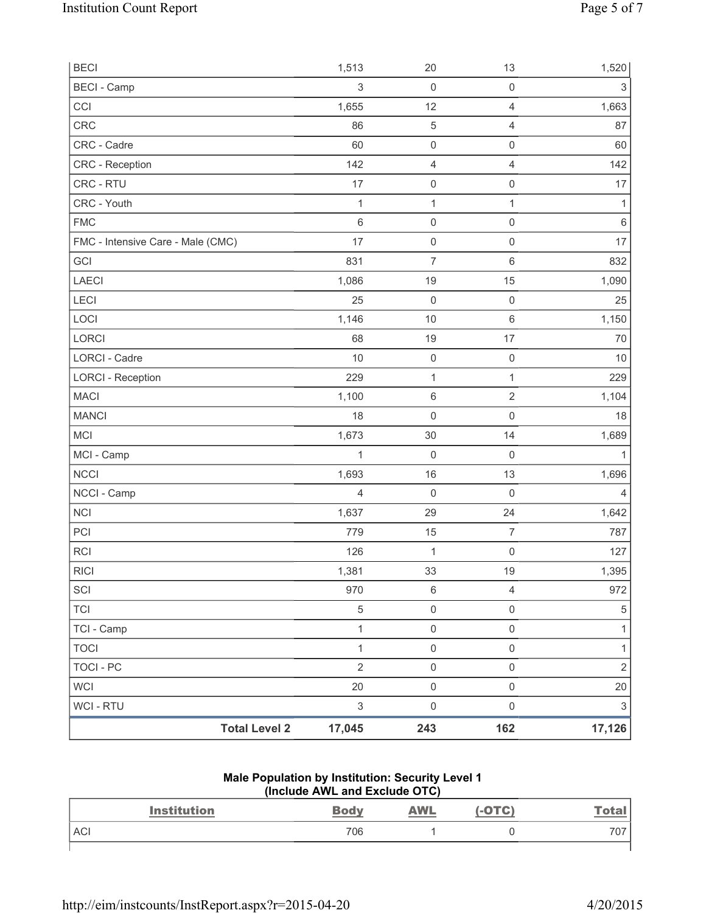| BECI | 1,513 | 20 | 13 | 1,520 |
|---|---|---|---|---|
| BECI - Camp | 3 | 0 | 0 | 3 |
| CCI | 1,655 | 12 | 4 | 1,663 |
| CRC | 86 | 5 | 4 | 87 |
| CRC - Cadre | 60 | 0 | 0 | 60 |
| CRC - Reception | 142 | 4 | 4 | 142 |
| CRC - RTU | 17 | 0 | 0 | 17 |
| CRC - Youth | 1 | 1 | 1 | 1 |
| FMC | 6 | 0 | 0 | 6 |
| FMC - Intensive Care - Male (CMC) | 17 | 0 | 0 | 17 |
| GCI | 831 | 7 | 6 | 832 |
| LAECI | 1,086 | 19 | 15 | 1,090 |
| LECI | 25 | 0 | 0 | 25 |
| LOCI | 1,146 | 10 | 6 | 1,150 |
| LORCI | 68 | 19 | 17 | 70 |
| LORCI - Cadre | 10 | 0 | 0 | 10 |
| LORCI - Reception | 229 | 1 | 1 | 229 |
| MACI | 1,100 | 6 | 2 | 1,104 |
| MANCI | 18 | 0 | 0 | 18 |
| MCI | 1,673 | 30 | 14 | 1,689 |
| MCI - Camp | 1 | 0 | 0 | 1 |
| NCCI | 1,693 | 16 | 13 | 1,696 |
| NCCI - Camp | 4 | 0 | 0 | 4 |
| NCI | 1,637 | 29 | 24 | 1,642 |
| PCI | 779 | 15 | 7 | 787 |
| RCI | 126 | 1 | 0 | 127 |
| RICI | 1,381 | 33 | 19 | 1,395 |
| SCI | 970 | 6 | 4 | 972 |
| TCI | 5 | 0 | 0 | 5 |
| TCI - Camp | 1 | 0 | 0 | 1 |
| TOCI | 1 | 0 | 0 | 1 |
| TOCI - PC | 2 | 0 | 0 | 2 |
| WCI | 20 | 0 | 0 | 20 |
| WCI - RTU | 3 | 0 | 0 | 3 |
| **Total Level 2** | **17,045** | **243** | **162** | **17,126** |

**Male Population by Institution: Security Level 1 (Include AWL and Exclude OTC)**

| Institution | Body | AWL | (-OTC) | Total |
|---|---|---|---|---|
| ACI | 706 | 1 | 0 | 707 |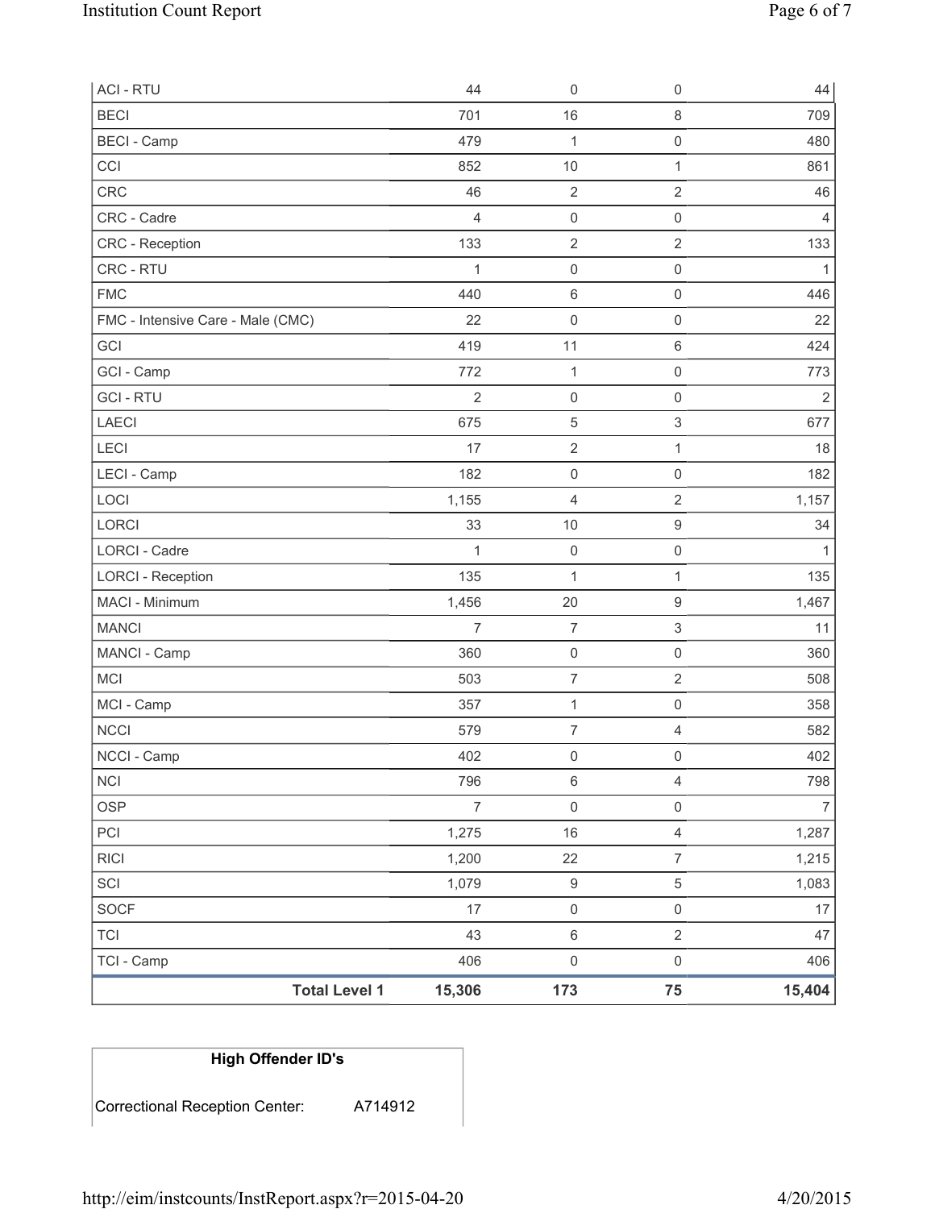| | | | | |
|---|---|---|---|---|
| ACI - RTU | 44 | 0 | 0 | 44 |
| BECI | 701 | 16 | 8 | 709 |
| BECI - Camp | 479 | 1 | 0 | 480 |
| CCI | 852 | 10 | 1 | 861 |
| CRC | 46 | 2 | 2 | 46 |
| CRC - Cadre | 4 | 0 | 0 | 4 |
| CRC - Reception | 133 | 2 | 2 | 133 |
| CRC - RTU | 1 | 0 | 0 | 1 |
| FMC | 440 | 6 | 0 | 446 |
| FMC - Intensive Care - Male (CMC) | 22 | 0 | 0 | 22 |
| GCI | 419 | 11 | 6 | 424 |
| GCI - Camp | 772 | 1 | 0 | 773 |
| GCI - RTU | 2 | 0 | 0 | 2 |
| LAECI | 675 | 5 | 3 | 677 |
| LECI | 17 | 2 | 1 | 18 |
| LECI - Camp | 182 | 0 | 0 | 182 |
| LOCI | 1,155 | 4 | 2 | 1,157 |
| LORCI | 33 | 10 | 9 | 34 |
| LORCI - Cadre | 1 | 0 | 0 | 1 |
| LORCI - Reception | 135 | 1 | 1 | 135 |
| MACI - Minimum | 1,456 | 20 | 9 | 1,467 |
| MANCI | 7 | 7 | 3 | 11 |
| MANCI - Camp | 360 | 0 | 0 | 360 |
| MCI | 503 | 7 | 2 | 508 |
| MCI - Camp | 357 | 1 | 0 | 358 |
| NCCI | 579 | 7 | 4 | 582 |
| NCCI - Camp | 402 | 0 | 0 | 402 |
| NCI | 796 | 6 | 4 | 798 |
| OSP | 7 | 0 | 0 | 7 |
| PCI | 1,275 | 16 | 4 | 1,287 |
| RICI | 1,200 | 22 | 7 | 1,215 |
| SCI | 1,079 | 9 | 5 | 1,083 |
| SOCF | 17 | 0 | 0 | 17 |
| TCI | 43 | 6 | 2 | 47 |
| TCI - Camp | 406 | 0 | 0 | 406 |
| **Total Level 1** | **15,306** | **173** | **75** | **15,404** |

| **High Offender ID's** | |
|---|---|
| Correctional Reception Center: | A714912 |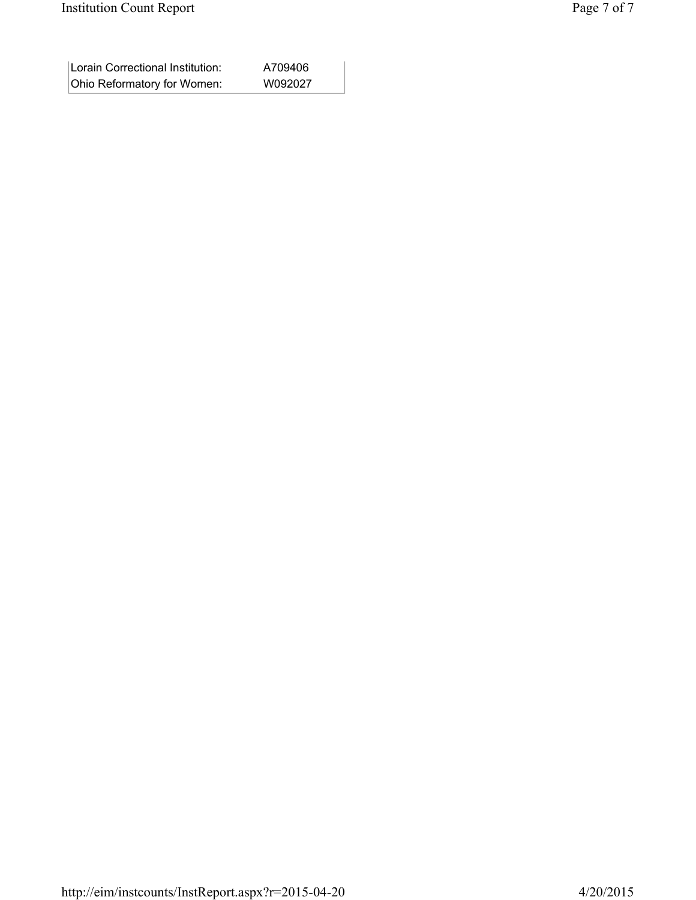| | |
|---|---|
| Lorain Correctional Institution: | A709406 |
| Ohio Reformatory for Women: | W092027 |